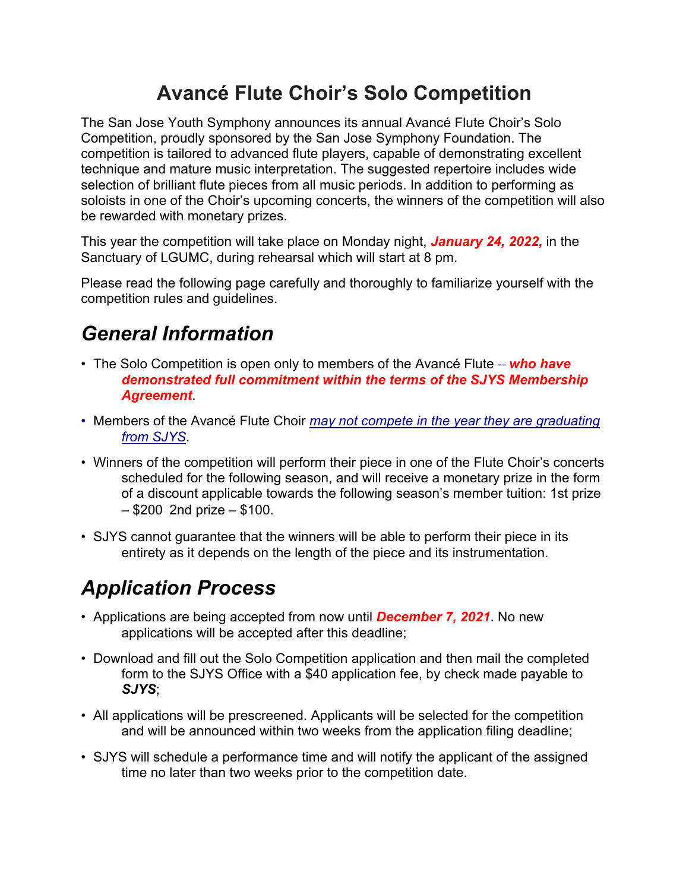# Avancé Flute Choir's Solo Competition

The San Jose Youth Symphony announces its annual Avancé Flute Choir's Solo Competition, proudly sponsored by the San Jose Symphony Foundation. The competition is tailored to advanced flute players, capable of demonstrating excellent technique and mature music interpretation. The suggested repertoire includes wide selection of brilliant flute pieces from all music periods. In addition to performing as soloists in one of the Choir's upcoming concerts, the winners of the competition will also be rewarded with monetary prizes.

This year the competition will take place on Monday night, ***January 24, 2022,*** in the Sanctuary of LGUMC, during rehearsal which will start at 8 pm.

Please read the following page carefully and thoroughly to familiarize yourself with the competition rules and guidelines.

## *General Information*

- The Solo Competition is open only to members of the Avancé Flute -- ***who have demonstrated full commitment within the terms of the SJYS Membership Agreement***.
- Members of the Avancé Flute Choir *may not compete in the year they are graduating from SJYS*.
- Winners of the competition will perform their piece in one of the Flute Choir's concerts scheduled for the following season, and will receive a monetary prize in the form of a discount applicable towards the following season's member tuition: 1st prize – $200 2nd prize – $100.
- SJYS cannot guarantee that the winners will be able to perform their piece in its entirety as it depends on the length of the piece and its instrumentation.

## *Application Process*

- Applications are being accepted from now until ***December 7, 2021***. No new applications will be accepted after this deadline;
- Download and fill out the Solo Competition application and then mail the completed form to the SJYS Office with a $40 application fee, by check made payable to ***SJYS***;
- All applications will be prescreened. Applicants will be selected for the competition and will be announced within two weeks from the application filing deadline;
- SJYS will schedule a performance time and will notify the applicant of the assigned time no later than two weeks prior to the competition date.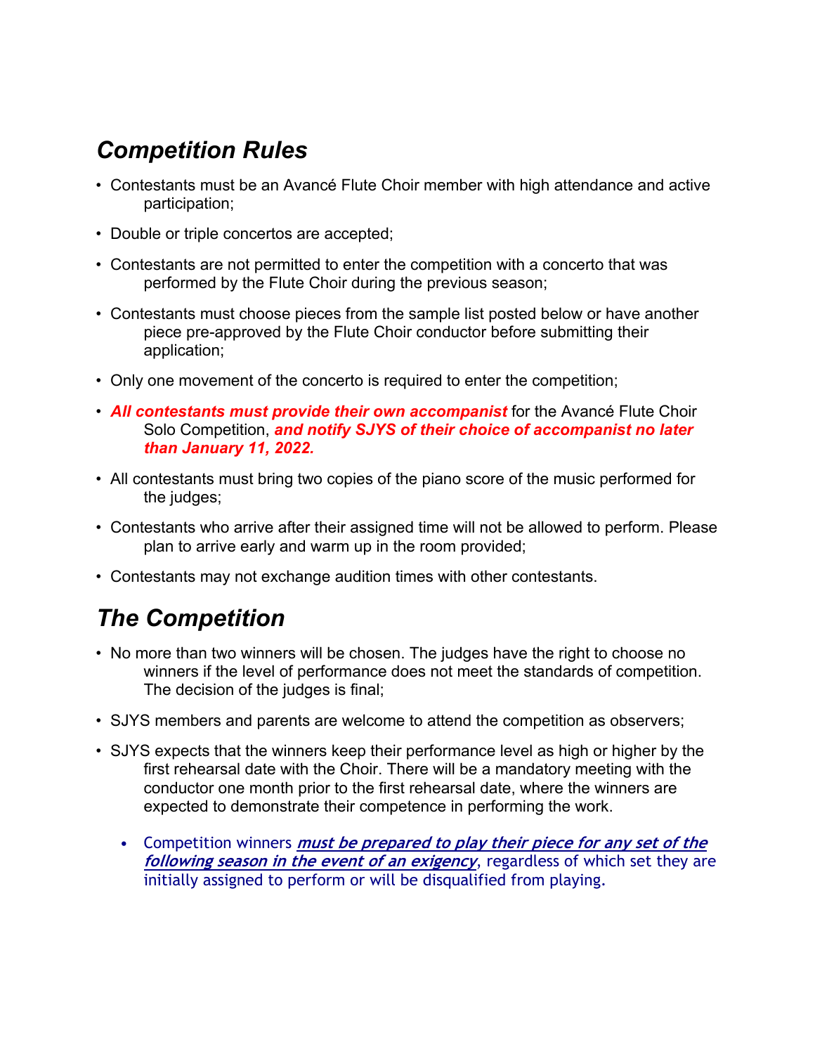## *Competition Rules*

- Contestants must be an Avancé Flute Choir member with high attendance and active participation;
- Double or triple concertos are accepted;
- Contestants are not permitted to enter the competition with a concerto that was performed by the Flute Choir during the previous season;
- Contestants must choose pieces from the sample list posted below or have another piece pre-approved by the Flute Choir conductor before submitting their application;
- Only one movement of the concerto is required to enter the competition;
- ***All contestants must provide their own accompanist*** for the Avancé Flute Choir Solo Competition, ***and notify SJYS of their choice of accompanist no later than January 11, 2022.***
- All contestants must bring two copies of the piano score of the music performed for the judges;
- Contestants who arrive after their assigned time will not be allowed to perform. Please plan to arrive early and warm up in the room provided;
- Contestants may not exchange audition times with other contestants.

## *The Competition*

- No more than two winners will be chosen. The judges have the right to choose no winners if the level of performance does not meet the standards of competition. The decision of the judges is final;
- SJYS members and parents are welcome to attend the competition as observers;
- SJYS expects that the winners keep their performance level as high or higher by the first rehearsal date with the Choir. There will be a mandatory meeting with the conductor one month prior to the first rehearsal date, where the winners are expected to demonstrate their competence in performing the work.
    - Competition winners ***must be prepared to play their piece for any set of the following season in the event of an exigency***, regardless of which set they are initially assigned to perform or will be disqualified from playing.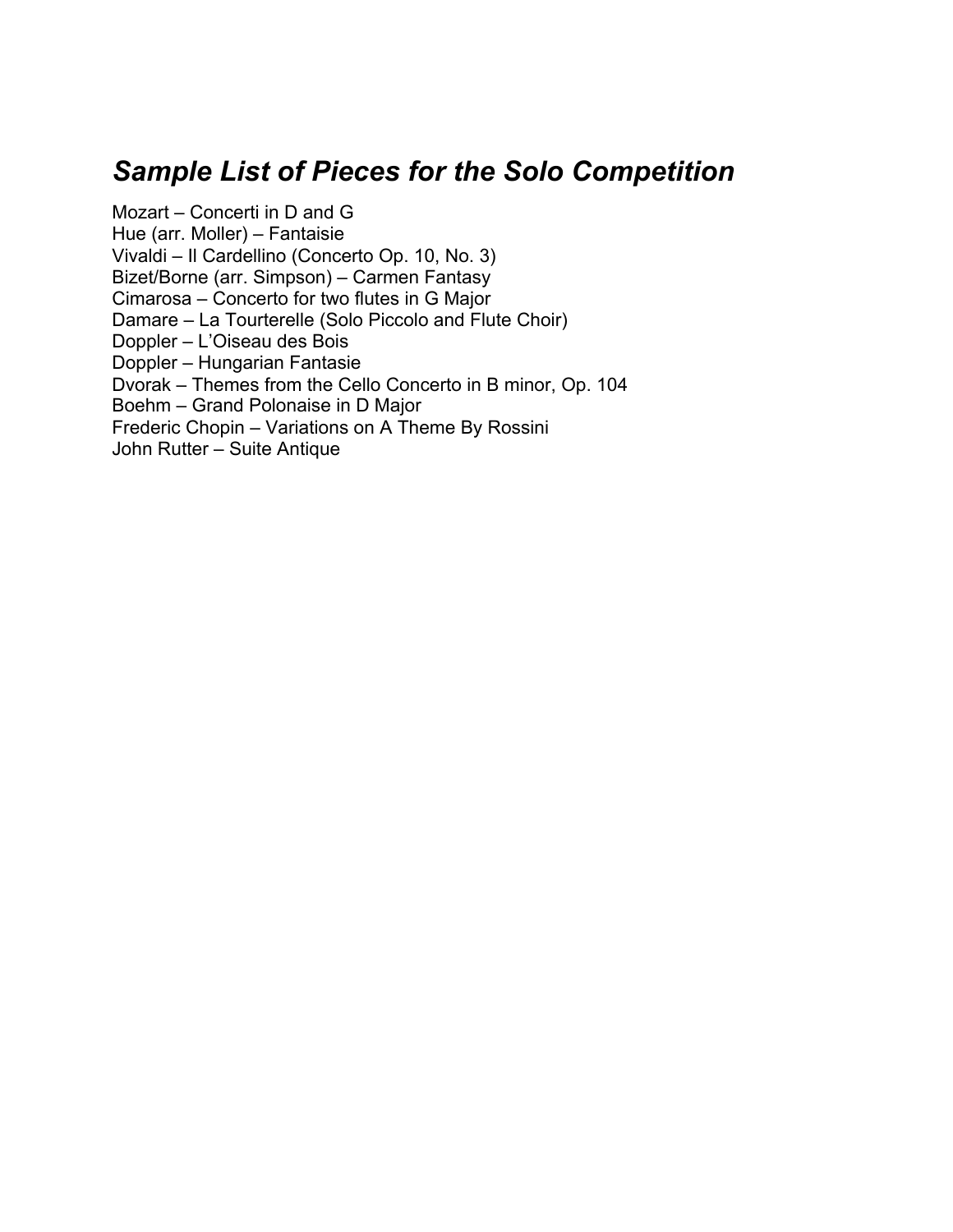## *Sample List of Pieces for the Solo Competition*

Mozart – Concerti in D and G
Hue (arr. Moller) – Fantaisie
Vivaldi – Il Cardellino (Concerto Op. 10, No. 3)
Bizet/Borne (arr. Simpson) – Carmen Fantasy
Cimarosa – Concerto for two flutes in G Major
Damare – La Tourterelle (Solo Piccolo and Flute Choir)
Doppler – L'Oiseau des Bois
Doppler – Hungarian Fantasie
Dvorak – Themes from the Cello Concerto in B minor, Op. 104
Boehm – Grand Polonaise in D Major
Frederic Chopin – Variations on A Theme By Rossini
John Rutter – Suite Antique